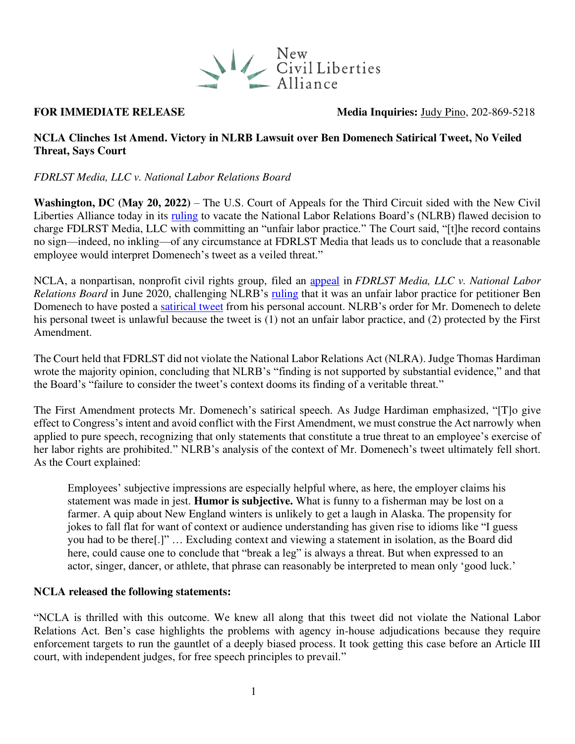New Civil Liberties Alliance

**FOR IMMEDIATE RELEASE** **Media Inquiries:** Judy Pino, 202-869-5218

**NCLA Clinches 1st Amend. Victory in NLRB Lawsuit over Ben Domenech Satirical Tweet, No Veiled Threat, Says Court**

*FDRLST Media, LLC v. National Labor Relations Board*

**Washington, DC (May 20, 2022)** – The U.S. Court of Appeals for the Third Circuit sided with the New Civil Liberties Alliance today in its ruling to vacate the National Labor Relations Board's (NLRB) flawed decision to charge FDLRST Media, LLC with committing an "unfair labor practice." The Court said, "[t]he record contains no sign—indeed, no inkling—of any circumstance at FDLRST Media that leads us to conclude that a reasonable employee would interpret Domenech's tweet as a veiled threat."

NCLA, a nonpartisan, nonprofit civil rights group, filed an appeal in *FDRLST Media, LLC v. National Labor Relations Board* in June 2020, challenging NLRB's ruling that it was an unfair labor practice for petitioner Ben Domenech to have posted a satirical tweet from his personal account. NLRB's order for Mr. Domenech to delete his personal tweet is unlawful because the tweet is (1) not an unfair labor practice, and (2) protected by the First Amendment.

The Court held that FDLRST did not violate the National Labor Relations Act (NLRA). Judge Thomas Hardiman wrote the majority opinion, concluding that NLRB's "finding is not supported by substantial evidence," and that the Board's "failure to consider the tweet's context dooms its finding of a veritable threat."

The First Amendment protects Mr. Domenech's satirical speech. As Judge Hardiman emphasized, "[T]o give effect to Congress's intent and avoid conflict with the First Amendment, we must construe the Act narrowly when applied to pure speech, recognizing that only statements that constitute a true threat to an employee's exercise of her labor rights are prohibited." NLRB's analysis of the context of Mr. Domenech's tweet ultimately fell short. As the Court explained:

> Employees' subjective impressions are especially helpful where, as here, the employer claims his statement was made in jest. **Humor is subjective.** What is funny to a fisherman may be lost on a farmer. A quip about New England winters is unlikely to get a laugh in Alaska. The propensity for jokes to fall flat for want of context or audience understanding has given rise to idioms like "I guess you had to be there[.]" … Excluding context and viewing a statement in isolation, as the Board did here, could cause one to conclude that "break a leg" is always a threat. But when expressed to an actor, singer, dancer, or athlete, that phrase can reasonably be interpreted to mean only 'good luck.'

**NCLA released the following statements:**

"NCLA is thrilled with this outcome. We knew all along that this tweet did not violate the National Labor Relations Act. Ben's case highlights the problems with agency in-house adjudications because they require enforcement targets to run the gauntlet of a deeply biased process. It took getting this case before an Article III court, with independent judges, for free speech principles to prevail."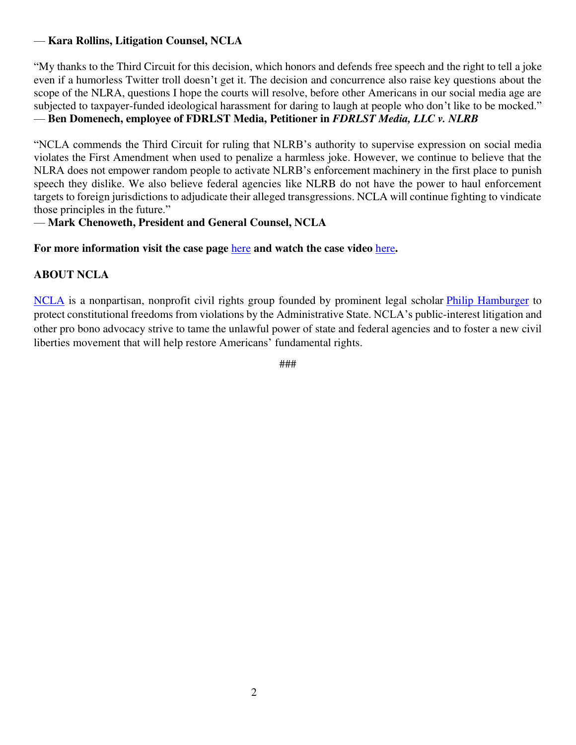— **Kara Rollins, Litigation Counsel, NCLA**

"My thanks to the Third Circuit for this decision, which honors and defends free speech and the right to tell a joke even if a humorless Twitter troll doesn't get it. The decision and concurrence also raise key questions about the scope of the NLRA, questions I hope the courts will resolve, before other Americans in our social media age are subjected to taxpayer-funded ideological harassment for daring to laugh at people who don't like to be mocked."
— **Ben Domenech, employee of FDRLST Media, Petitioner in *FDRLST Media, LLC v. NLRB***

"NCLA commends the Third Circuit for ruling that NLRB's authority to supervise expression on social media violates the First Amendment when used to penalize a harmless joke. However, we continue to believe that the NLRA does not empower random people to activate NLRB's enforcement machinery in the first place to punish speech they dislike. We also believe federal agencies like NLRB do not have the power to haul enforcement targets to foreign jurisdictions to adjudicate their alleged transgressions. NCLA will continue fighting to vindicate those principles in the future."
— **Mark Chenoweth, President and General Counsel, NCLA**

**For more information visit the case page here and watch the case video here.**

**ABOUT NCLA**

NCLA is a nonpartisan, nonprofit civil rights group founded by prominent legal scholar Philip Hamburger to protect constitutional freedoms from violations by the Administrative State. NCLA's public-interest litigation and other pro bono advocacy strive to tame the unlawful power of state and federal agencies and to foster a new civil liberties movement that will help restore Americans' fundamental rights.

###